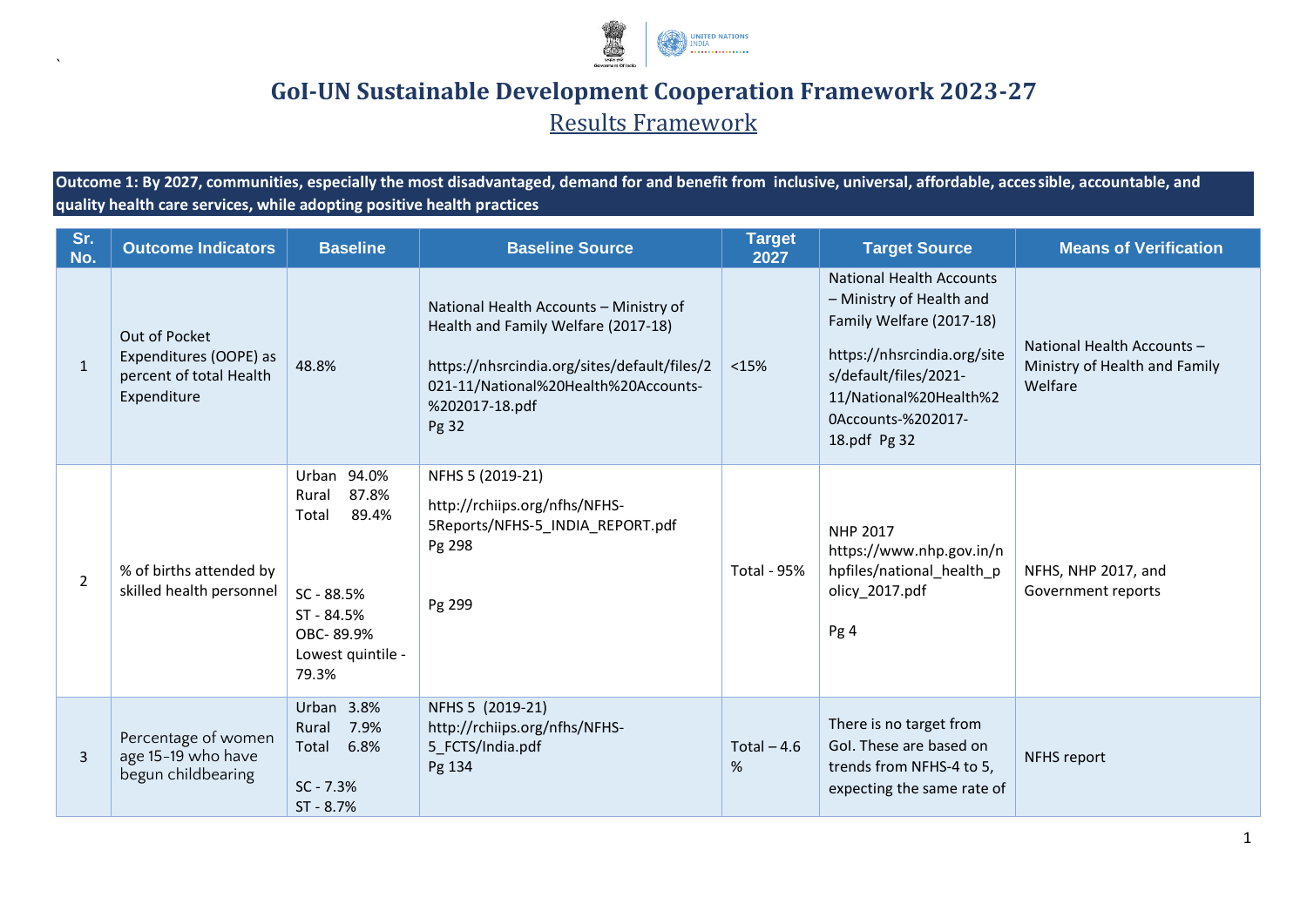# GoI-UN Sustainable Development Cooperation Framework 2023-27

## Results Framework

**Outcome 1: By 2027, communities, especially the most disadvantaged, demand for and benefit from inclusive, universal, affordable, accessible, accountable, and quality health care services, while adopting positive health practices**

| Sr. No. | Outcome Indicators | Baseline | Baseline Source | Target 2027 | Target Source | Means of Verification |
|---|---|---|---|---|---|---|
| 1 | Out of Pocket Expenditures (OOPE) as percent of total Health Expenditure | 48.8% | National Health Accounts – Ministry of Health and Family Welfare (2017-18)<br><br>https://nhsrcindia.org/sites/default/files/2021-11/National%20Health%20Accounts-%202017-18.pdf<br>Pg 32 | <15% | National Health Accounts – Ministry of Health and Family Welfare (2017-18)<br><br>https://nhsrcindia.org/sites/default/files/2021-11/National%20Health%20Accounts-%202017-18.pdf Pg 32 | National Health Accounts – Ministry of Health and Family Welfare |
| 2 | % of births attended by skilled health personnel | Urban 94.0%<br>Rural 87.8%<br>Total 89.4%<br><br>SC - 88.5%<br>ST - 84.5%<br>OBC- 89.9%<br>Lowest quintile - 79.3% | NFHS 5 (2019-21)<br><br>http://rchiips.org/nfhs/NFHS-5Reports/NFHS-5_INDIA_REPORT.pdf<br>Pg 298<br><br>Pg 299 | Total - 95% | NHP 2017<br>https://www.nhp.gov.in/nhpfiles/national_health_policy_2017.pdf<br><br>Pg 4 | NFHS, NHP 2017, and Government reports |
| 3 | Percentage of women age 15-19 who have begun childbearing | Urban 3.8%<br>Rural 7.9%<br>Total 6.8%<br><br>SC - 7.3%<br>ST - 8.7% | NFHS 5 (2019-21)<br>http://rchiips.org/nfhs/NFHS-5_FCTS/India.pdf<br>Pg 134 | Total – 4.6 % | There is no target from GoI. These are based on trends from NFHS-4 to 5, expecting the same rate of | NFHS report |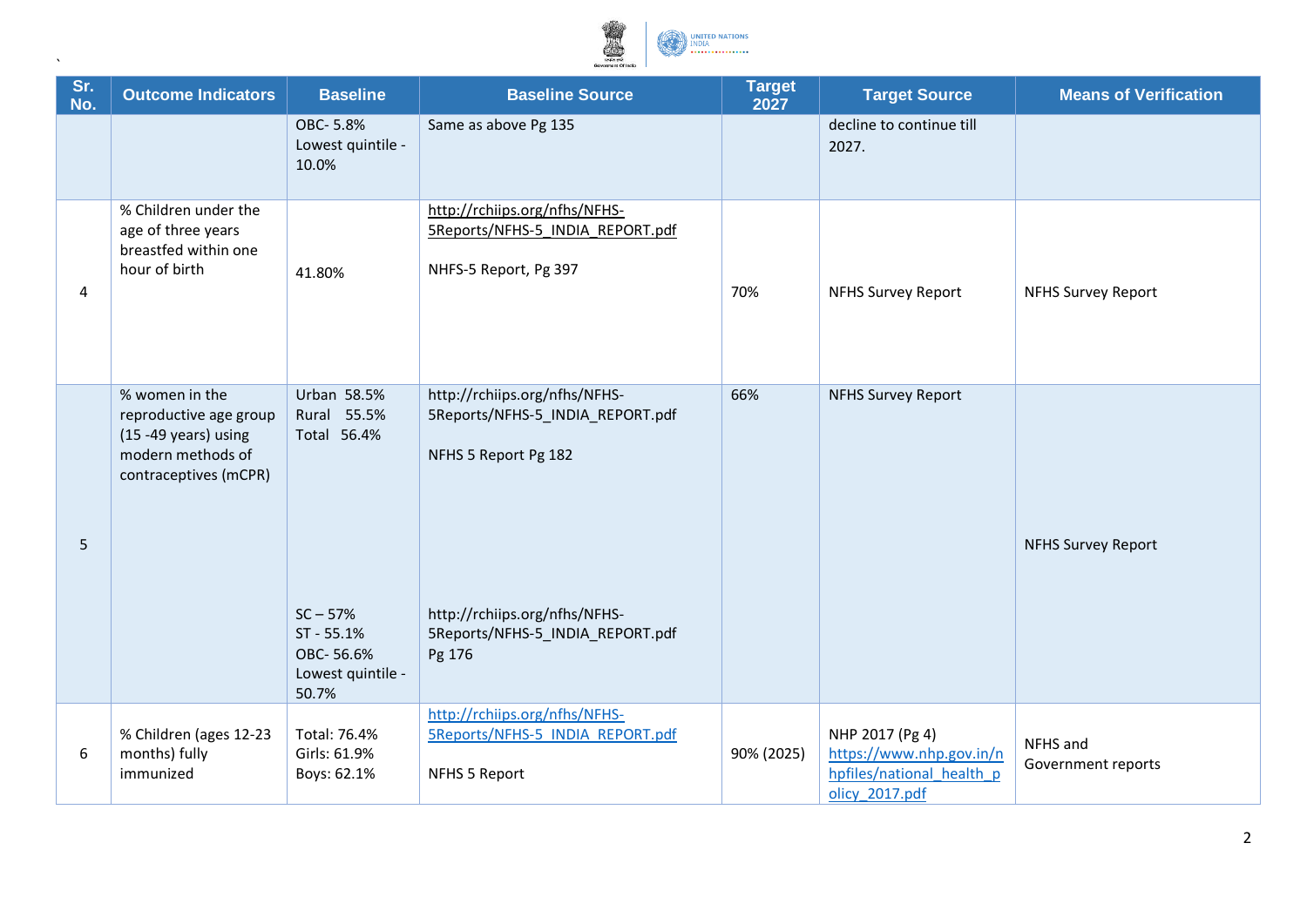| Sr. No. | Outcome Indicators | Baseline | Baseline Source | Target 2027 | Target Source | Means of Verification |
|---|---|---|---|---|---|---|
| | | OBC- 5.8%<br>Lowest quintile - 10.0% | Same as above Pg 135 | | decline to continue till 2027. | |
| 4 | % Children under the age of three years breastfed within one hour of birth | 41.80% | http://rchiips.org/nfhs/NFHS-5Reports/NFHS-5_INDIA_REPORT.pdf<br><br>NHFS-5 Report, Pg 397 | 70% | NFHS Survey Report | NFHS Survey Report |
| 5 | % women in the reproductive age group (15 -49 years) using modern methods of contraceptives (mCPR) | Urban 58.5%<br>Rural 55.5%<br>Total 56.4%<br><br>SC – 57%<br>ST - 55.1%<br>OBC- 56.6%<br>Lowest quintile - 50.7% | http://rchiips.org/nfhs/NFHS-5Reports/NFHS-5_INDIA_REPORT.pdf<br><br>NFHS 5 Report Pg 182<br><br>http://rchiips.org/nfhs/NFHS-5Reports/NFHS-5_INDIA_REPORT.pdf<br>Pg 176 | 66% | NFHS Survey Report | NFHS Survey Report |
| 6 | % Children (ages 12-23 months) fully immunized | Total: 76.4%<br>Girls: 61.9%<br>Boys: 62.1% | http://rchiips.org/nfhs/NFHS-5Reports/NFHS-5_INDIA_REPORT.pdf<br><br>NFHS 5 Report | 90% (2025) | NHP 2017 (Pg 4)<br>https://www.nhp.gov.in/nhpfiles/national_health_policy_2017.pdf | NFHS and Government reports |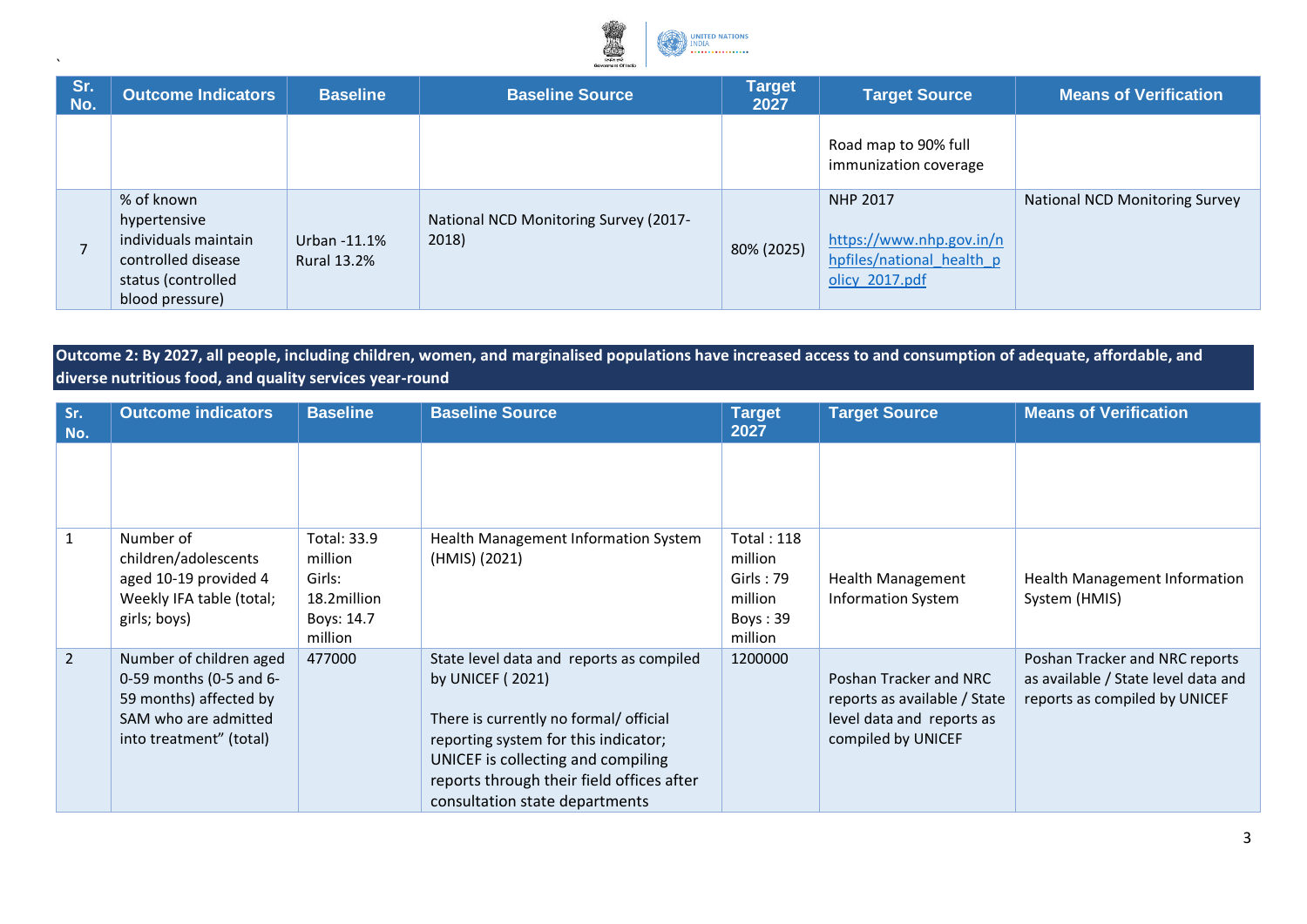| Sr. No. | Outcome Indicators | Baseline | Baseline Source | Target 2027 | Target Source | Means of Verification |
|---|---|---|---|---|---|---|
| | | | | | Road map to 90% full immunization coverage | |
| 7 | % of known hypertensive individuals maintain controlled disease status (controlled blood pressure) | Urban -11.1% Rural 13.2% | National NCD Monitoring Survey (2017-2018) | 80% (2025) | NHP 2017 https://www.nhp.gov.in/nhpfiles/national_health_policy_2017.pdf | National NCD Monitoring Survey |

**Outcome 2: By 2027, all people, including children, women, and marginalised populations have increased access to and consumption of adequate, affordable, and diverse nutritious food, and quality services year-round**

| Sr. No. | Outcome indicators | Baseline | Baseline Source | Target 2027 | Target Source | Means of Verification |
|---|---|---|---|---|---|---|
| | | | | | | |
| 1 | Number of children/adolescents aged 10-19 provided 4 Weekly IFA table (total; girls; boys) | Total: 33.9 million Girls: 18.2million Boys: 14.7 million | Health Management Information System (HMIS) (2021) | Total : 118 million Girls : 79 million Boys : 39 million | Health Management Information System | Health Management Information System (HMIS) |
| 2 | Number of children aged 0-59 months (0-5 and 6-59 months) affected by SAM who are admitted into treatment" (total) | 477000 | State level data and reports as compiled by UNICEF ( 2021)<br><br>There is currently no formal/ official reporting system for this indicator; UNICEF is collecting and compiling reports through their field offices after consultation state departments | 1200000 | Poshan Tracker and NRC reports as available / State level data and reports as compiled by UNICEF | Poshan Tracker and NRC reports as available / State level data and reports as compiled by UNICEF |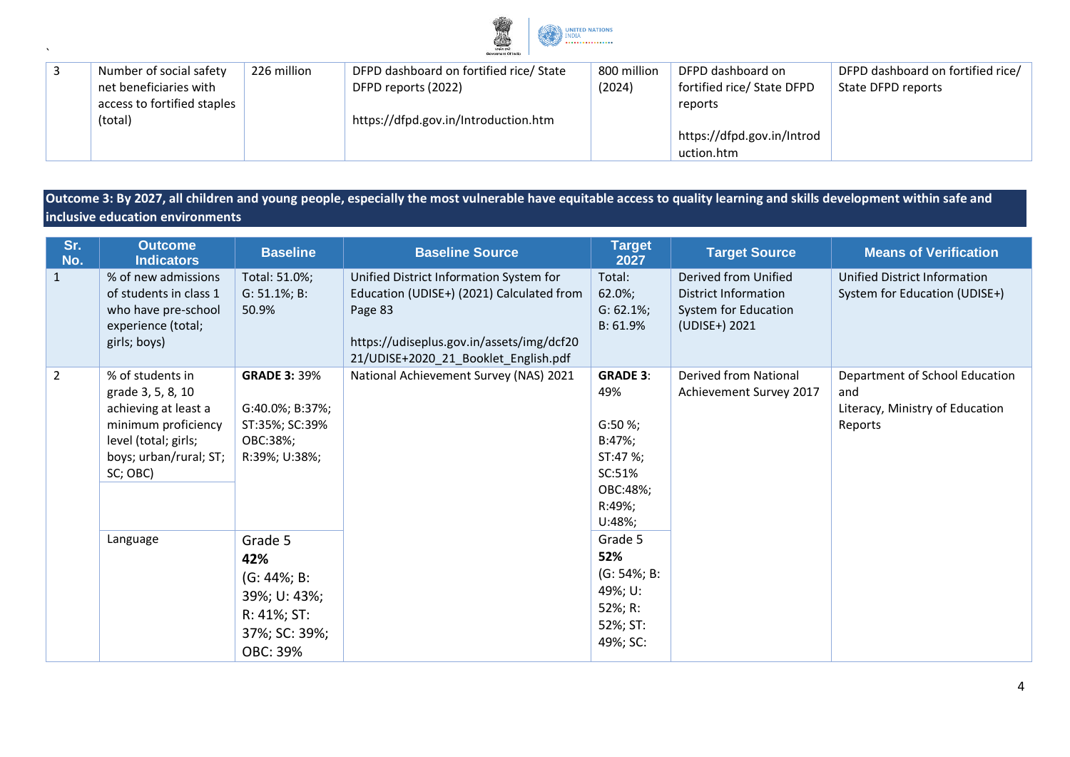| 3 | Number of social safety net beneficiaries with access to fortified staples (total) | 226 million | DFPD dashboard on fortified rice/ State DFPD reports (2022)<br><br>https://dfpd.gov.in/Introduction.htm | 800 million (2024) | DFPD dashboard on fortified rice/ State DFPD reports<br><br>https://dfpd.gov.in/Introduction.htm | DFPD dashboard on fortified rice/ State DFPD reports |
|---|---|---|---|---|---|---|

**Outcome 3: By 2027, all children and young people, especially the most vulnerable have equitable access to quality learning and skills development within safe and inclusive education environments**

| Sr. No. | Outcome Indicators | Baseline | Baseline Source | Target 2027 | Target Source | Means of Verification |
|---|---|---|---|---|---|---|
| 1 | % of new admissions of students in class 1 who have pre-school experience (total; girls; boys) | Total: 51.0%; G: 51.1%; B: 50.9% | Unified District Information System for Education (UDISE+) (2021) Calculated from Page 83<br><br>https://udiseplus.gov.in/assets/img/dcf2021/UDISE+2020_21_Booklet_English.pdf | Total: 62.0%; G: 62.1%; B: 61.9% | Derived from Unified District Information System for Education (UDISE+) 2021 | Unified District Information System for Education (UDISE+) |
| 2 | % of students in grade 3, 5, 8, 10 achieving at least a minimum proficiency level (total; girls; boys; urban/rural; ST; SC; OBC) | **GRADE 3:** 39%<br><br>G:40.0%; B:37%; ST:35%; SC:39% OBC:38%; R:39%; U:38%; | National Achievement Survey (NAS) 2021 | **GRADE 3**: 49%<br><br>G:50 %; B:47%; ST:47 %; SC:51% OBC:48%; R:49%; U:48%; | Derived from National Achievement Survey 2017 | Department of School Education and Literacy, Ministry of Education Reports |
| | Language | Grade 5 **42%** (G: 44%; B: 39%; U: 43%; R: 41%; ST: 37%; SC: 39%; OBC: 39% | | Grade 5 **52%** (G: 54%; B: 49%; U: 52%; R: 52%; ST: 49%; SC: | | |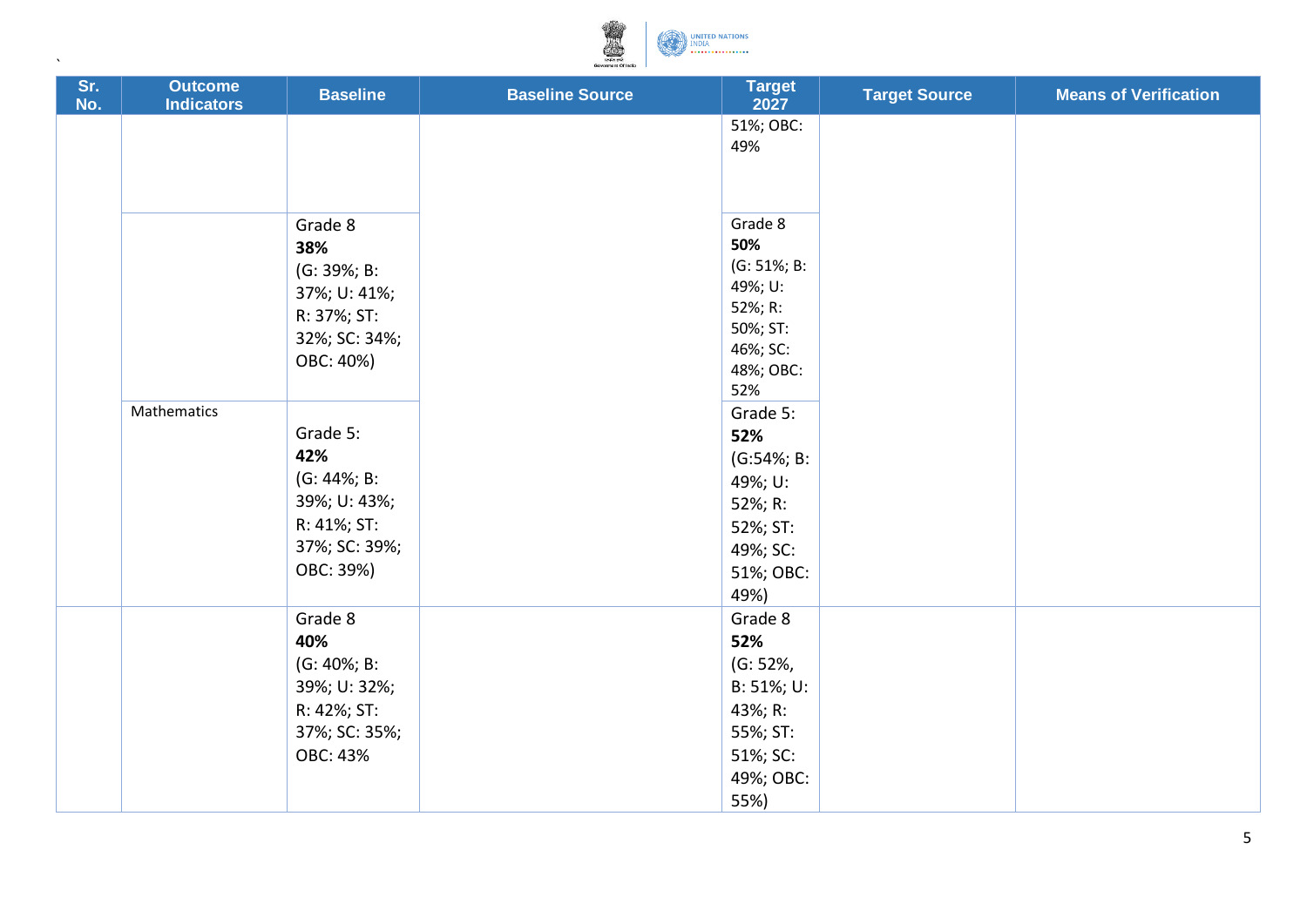| Sr. No. | Outcome Indicators | Baseline | Baseline Source | Target 2027 | Target Source | Means of Verification |
|---|---|---|---|---|---|---|
| | | | | 51%; OBC: 49% | | |
| | | Grade 8 **38%** (G: 39%; B: 37%; U: 41%; R: 37%; ST: 32%; SC: 34%; OBC: 40%) | | Grade 8 **50%** (G: 51%; B: 49%; U: 52%; R: 50%; ST: 46%; SC: 48%; OBC: 52% | | |
| | Mathematics | Grade 5: **42%** (G: 44%; B: 39%; U: 43%; R: 41%; ST: 37%; SC: 39%; OBC: 39%) | | Grade 5: **52%** (G:54%; B: 49%; U: 52%; R: 52%; ST: 49%; SC: 51%; OBC: 49%) | | |
| | | Grade 8 **40%** (G: 40%; B: 39%; U: 32%; R: 42%; ST: 37%; SC: 35%; OBC: 43% | | Grade 8 **52%** (G: 52%, B: 51%; U: 43%; R: 55%; ST: 51%; SC: 49%; OBC: 55%) | | |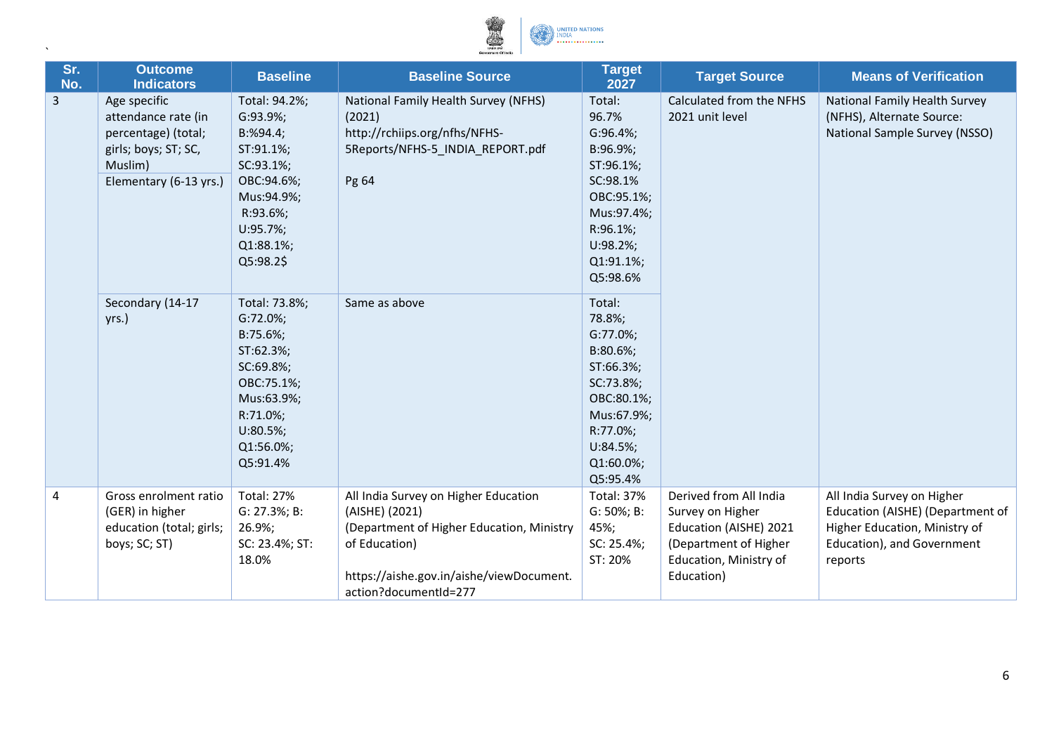| Sr. No. | Outcome Indicators | Baseline | Baseline Source | Target 2027 | Target Source | Means of Verification |
|---|---|---|---|---|---|---|
| 3 | Age specific attendance rate (in percentage) (total; girls; boys; ST; SC, Muslim) Elementary (6-13 yrs.) | Total: 94.2%; G:93.9%; B:%94.4; ST:91.1%; SC:93.1%; OBC:94.6%; Mus:94.9%; R:93.6%; U:95.7%; Q1:88.1%; Q5:98.2$ | National Family Health Survey (NFHS) (2021) http://rchiips.org/nfhs/NFHS-5Reports/NFHS-5_INDIA_REPORT.pdf Pg 64 | Total: 96.7% G:96.4%; B:96.9%; ST:96.1%; SC:98.1% OBC:95.1%; Mus:97.4%; R:96.1%; U:98.2%; Q1:91.1%; Q5:98.6% | Calculated from the NFHS 2021 unit level | National Family Health Survey (NFHS), Alternate Source: National Sample Survey (NSSO) |
| | Secondary (14-17 yrs.) | Total: 73.8%; G:72.0%; B:75.6%; ST:62.3%; SC:69.8%; OBC:75.1%; Mus:63.9%; R:71.0%; U:80.5%; Q1:56.0%; Q5:91.4% | Same as above | Total: 78.8%; G:77.0%; B:80.6%; ST:66.3%; SC:73.8%; OBC:80.1%; Mus:67.9%; R:77.0%; U:84.5%; Q1:60.0%; Q5:95.4% | | |
| 4 | Gross enrolment ratio (GER) in higher education (total; girls; boys; SC; ST) | Total: 27% G: 27.3%; B: 26.9%; SC: 23.4%; ST: 18.0% | All India Survey on Higher Education (AISHE) (2021) (Department of Higher Education, Ministry of Education) https://aishe.gov.in/aishe/viewDocument.action?documentId=277 | Total: 37% G: 50%; B: 45%; SC: 25.4%; ST: 20% | Derived from All India Survey on Higher Education (AISHE) 2021 (Department of Higher Education, Ministry of Education) | All India Survey on Higher Education (AISHE) (Department of Higher Education, Ministry of Education), and Government reports |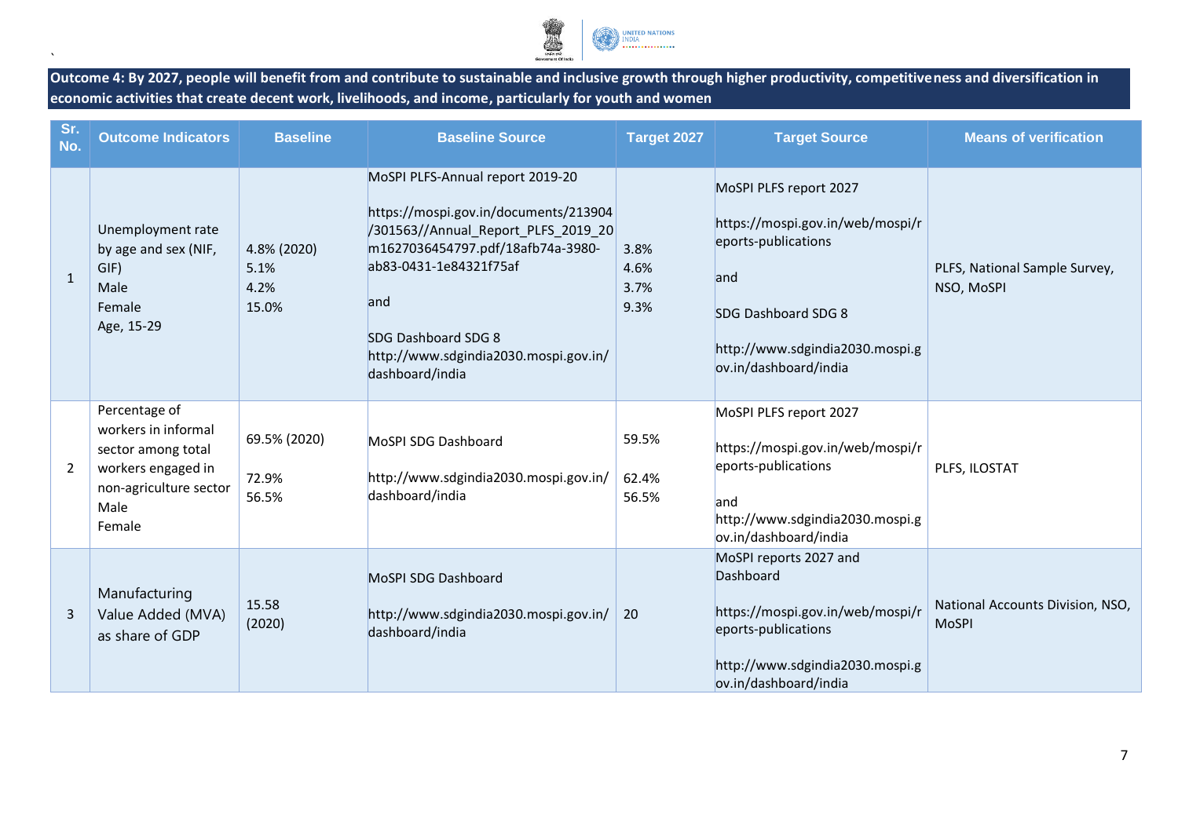**Outcome 4: By 2027, people will benefit from and contribute to sustainable and inclusive growth through higher productivity, competitiveness and diversification in economic activities that create decent work, livelihoods, and income, particularly for youth and women**

| Sr. No. | Outcome Indicators | Baseline | Baseline Source | Target 2027 | Target Source | Means of verification |
|---|---|---|---|---|---|---|
| 1 | Unemployment rate by age and sex (NIF, GIF)<br>Male<br>Female<br>Age, 15-29 | 4.8% (2020)<br>5.1%<br>4.2%<br>15.0% | MoSPI PLFS-Annual report 2019-20<br><br>https://mospi.gov.in/documents/213904/301563//Annual_Report_PLFS_2019_20m1627036454797.pdf/18afb74a-3980-ab83-0431-1e84321f75af<br><br>and<br><br>SDG Dashboard SDG 8<br>http://www.sdgindia2030.mospi.gov.in/dashboard/india | 3.8%<br>4.6%<br>3.7%<br>9.3% | MoSPI PLFS report 2027<br><br>https://mospi.gov.in/web/mospi/reports-publications<br><br>and<br><br>SDG Dashboard SDG 8<br><br>http://www.sdgindia2030.mospi.gov.in/dashboard/india | PLFS, National Sample Survey, NSO, MoSPI |
| 2 | Percentage of workers in informal sector among total workers engaged in non-agriculture sector<br>Male<br>Female | 69.5% (2020)<br><br>72.9%<br>56.5% | MoSPI SDG Dashboard<br><br>http://www.sdgindia2030.mospi.gov.in/dashboard/india | 59.5%<br><br>62.4%<br>56.5% | MoSPI PLFS report 2027<br><br>https://mospi.gov.in/web/mospi/reports-publications<br><br>and<br>http://www.sdgindia2030.mospi.gov.in/dashboard/india | PLFS, ILOSTAT |
| 3 | Manufacturing Value Added (MVA) as share of GDP | 15.58 (2020) | MoSPI SDG Dashboard<br><br>http://www.sdgindia2030.mospi.gov.in/dashboard/india | 20 | MoSPI reports 2027 and Dashboard<br><br>https://mospi.gov.in/web/mospi/reports-publications<br><br>http://www.sdgindia2030.mospi.gov.in/dashboard/india | National Accounts Division, NSO, MoSPI |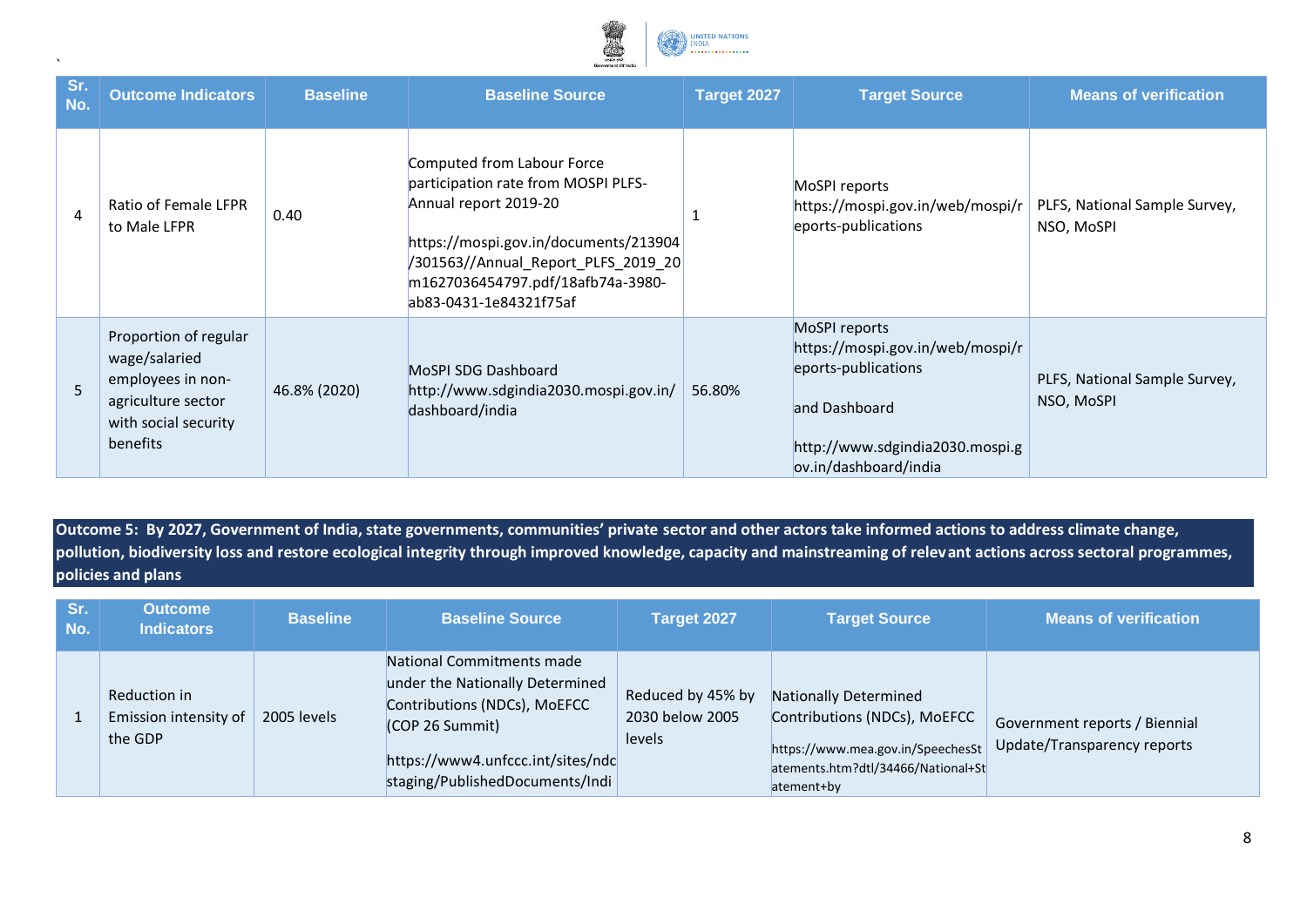| Sr. No. | Outcome Indicators | Baseline | Baseline Source | Target 2027 | Target Source | Means of verification |
|---|---|---|---|---|---|---|
| 4 | Ratio of Female LFPR to Male LFPR | 0.40 | Computed from Labour Force participation rate from MOSPI PLFS-Annual report 2019-20<br><br>https://mospi.gov.in/documents/213904/301563//Annual_Report_PLFS_2019_20m1627036454797.pdf/18afb74a-3980-ab83-0431-1e84321f75af | 1 | MoSPI reports https://mospi.gov.in/web/mospi/reports-publications | PLFS, National Sample Survey, NSO, MoSPI |
| 5 | Proportion of regular wage/salaried employees in non-agriculture sector with social security benefits | 46.8% (2020) | MoSPI SDG Dashboard http://www.sdgindia2030.mospi.gov.in/dashboard/india | 56.80% | MoSPI reports https://mospi.gov.in/web/mospi/reports-publications<br><br>and Dashboard<br><br>http://www.sdgindia2030.mospi.gov.in/dashboard/india | PLFS, National Sample Survey, NSO, MoSPI |

**Outcome 5: By 2027, Government of India, state governments, communities' private sector and other actors take informed actions to address climate change, pollution, biodiversity loss and restore ecological integrity through improved knowledge, capacity and mainstreaming of relevant actions across sectoral programmes, policies and plans**

| Sr. No. | Outcome Indicators | Baseline | Baseline Source | Target 2027 | Target Source | Means of verification |
|---|---|---|---|---|---|---|
| 1 | Reduction in Emission intensity of the GDP | 2005 levels | National Commitments made under the Nationally Determined Contributions (NDCs), MoEFCC (COP 26 Summit)<br><br>https://www4.unfccc.int/sites/ndcstaging/PublishedDocuments/Indi | Reduced by 45% by 2030 below 2005 levels | Nationally Determined Contributions (NDCs), MoEFCC<br><br>https://www.mea.gov.in/SpeechesStatements.htm?dtl/34466/National+Statement+by | Government reports / Biennial Update/Transparency reports |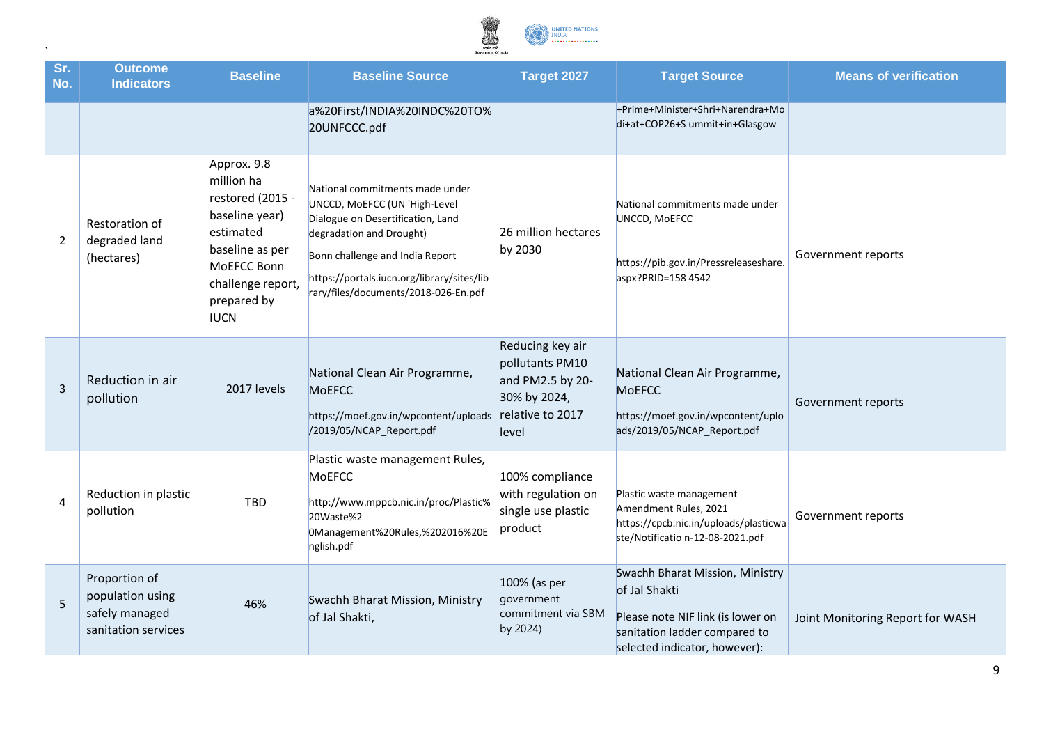| Sr. No. | Outcome Indicators | Baseline | Baseline Source | Target 2027 | Target Source | Means of verification |
|---|---|---|---|---|---|---|
| | | | a%20First/INDIA%20INDC%20TO%20UNFCCC.pdf | | +Prime+Minister+Shri+Narendra+Modi+at+COP26+S ummit+in+Glasgow | |
| 2 | Restoration of degraded land (hectares) | Approx. 9.8 million ha restored (2015 - baseline year) estimated baseline as per MoEFCC Bonn challenge report, prepared by IUCN | National commitments made under UNCCD, MoEFCC (UN 'High-Level Dialogue on Desertification, Land degradation and Drought)<br><br>Bonn challenge and India Report<br><br>https://portals.iucn.org/library/sites/library/files/documents/2018-026-En.pdf | 26 million hectares by 2030 | National commitments made under UNCCD, MoEFCC<br><br>https://pib.gov.in/Pressreleaseshare.aspx?PRID=158 4542 | Government reports |
| 3 | Reduction in air pollution | 2017 levels | National Clean Air Programme, MoEFCC<br><br>https://moef.gov.in/wpcontent/uploads/2019/05/NCAP_Report.pdf | Reducing key air pollutants PM10 and PM2.5 by 20-30% by 2024, relative to 2017 level | National Clean Air Programme, MoEFCC<br><br>https://moef.gov.in/wpcontent/uploads/2019/05/NCAP_Report.pdf | Government reports |
| 4 | Reduction in plastic pollution | TBD | Plastic waste management Rules, MoEFCC<br><br>http://www.mppcb.nic.in/proc/Plastic%20Waste%2 0Management%20Rules,%202016%20English.pdf | 100% compliance with regulation on single use plastic product | Plastic waste management Amendment Rules, 2021 https://cpcb.nic.in/uploads/plasticwaste/Notificatio n-12-08-2021.pdf | Government reports |
| 5 | Proportion of population using safely managed sanitation services | 46% | Swachh Bharat Mission, Ministry of Jal Shakti, | 100% (as per government commitment via SBM by 2024) | Swachh Bharat Mission, Ministry of Jal Shakti<br><br>Please note NIF link (is lower on sanitation ladder compared to selected indicator, however): | Joint Monitoring Report for WASH |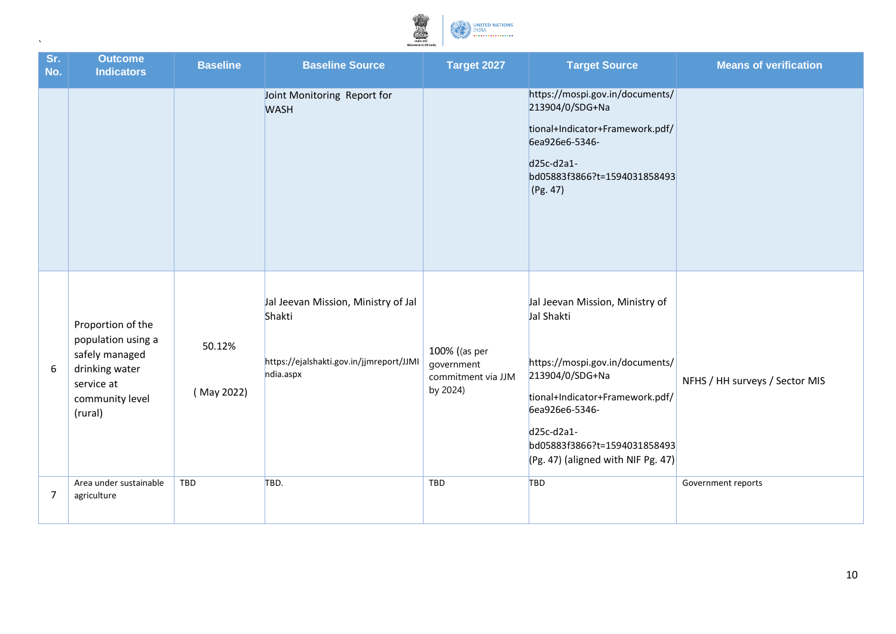| Sr. No. | Outcome Indicators | Baseline | Baseline Source | Target 2027 | Target Source | Means of verification |
|---|---|---|---|---|---|---|
| | | | Joint Monitoring Report for WASH | | https://mospi.gov.in/documents/213904/0/SDG+National+Indicator+Framework.pdf/6ea926e6-5346-d25c-d2a1-bd05883f3866?t=1594031858493 (Pg. 47) | |
| 6 | Proportion of the population using a safely managed drinking water service at community level (rural) | 50.12% ( May 2022) | Jal Jeevan Mission, Ministry of Jal Shakti https://ejalshakti.gov.in/jjmreport/JJMIndia.aspx | 100% ((as per government commitment via JJM by 2024) | Jal Jeevan Mission, Ministry of Jal Shakti https://mospi.gov.in/documents/213904/0/SDG+National+Indicator+Framework.pdf/6ea926e6-5346-d25c-d2a1-bd05883f3866?t=1594031858493 (Pg. 47) (aligned with NIF Pg. 47) | NFHS / HH surveys / Sector MIS |
| 7 | Area under sustainable agriculture | TBD | TBD. | TBD | TBD | Government reports |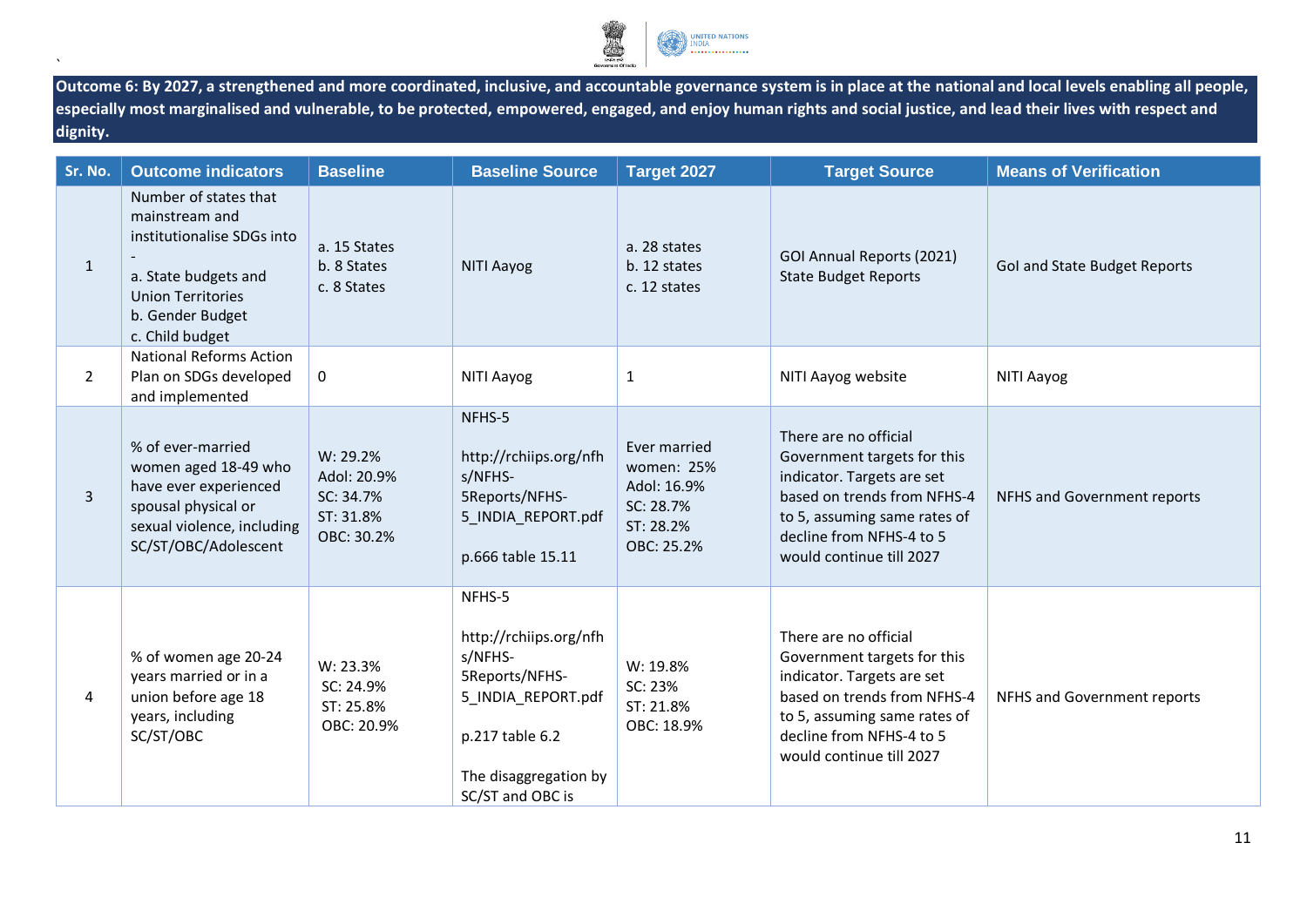**Outcome 6: By 2027, a strengthened and more coordinated, inclusive, and accountable governance system is in place at the national and local levels enabling all people, especially most marginalised and vulnerable, to be protected, empowered, engaged, and enjoy human rights and social justice, and lead their lives with respect and dignity.**

| Sr. No. | Outcome indicators | Baseline | Baseline Source | Target 2027 | Target Source | Means of Verification |
|---|---|---|---|---|---|---|
| 1 | Number of states that mainstream and institutionalise SDGs into - a. State budgets and Union Territories b. Gender Budget c. Child budget | a. 15 States b. 8 States c. 8 States | NITI Aayog | a. 28 states b. 12 states c. 12 states | GOI Annual Reports (2021) State Budget Reports | GoI and State Budget Reports |
| 2 | National Reforms Action Plan on SDGs developed and implemented | 0 | NITI Aayog | 1 | NITI Aayog website | NITI Aayog |
| 3 | % of ever-married women aged 18-49 who have ever experienced spousal physical or sexual violence, including SC/ST/OBC/Adolescent | W: 29.2% Adol: 20.9% SC: 34.7% ST: 31.8% OBC: 30.2% | NFHS-5 http://rchiips.org/nfhs/NFHS-5Reports/NFHS-5_INDIA_REPORT.pdf p.666 table 15.11 | Ever married women: 25% Adol: 16.9% SC: 28.7% ST: 28.2% OBC: 25.2% | There are no official Government targets for this indicator. Targets are set based on trends from NFHS-4 to 5, assuming same rates of decline from NFHS-4 to 5 would continue till 2027 | NFHS and Government reports |
| 4 | % of women age 20-24 years married or in a union before age 18 years, including SC/ST/OBC | W: 23.3% SC: 24.9% ST: 25.8% OBC: 20.9% | NFHS-5 http://rchiips.org/nfhs/NFHS-5Reports/NFHS-5_INDIA_REPORT.pdf p.217 table 6.2 The disaggregation by SC/ST and OBC is | W: 19.8% SC: 23% ST: 21.8% OBC: 18.9% | There are no official Government targets for this indicator. Targets are set based on trends from NFHS-4 to 5, assuming same rates of decline from NFHS-4 to 5 would continue till 2027 | NFHS and Government reports |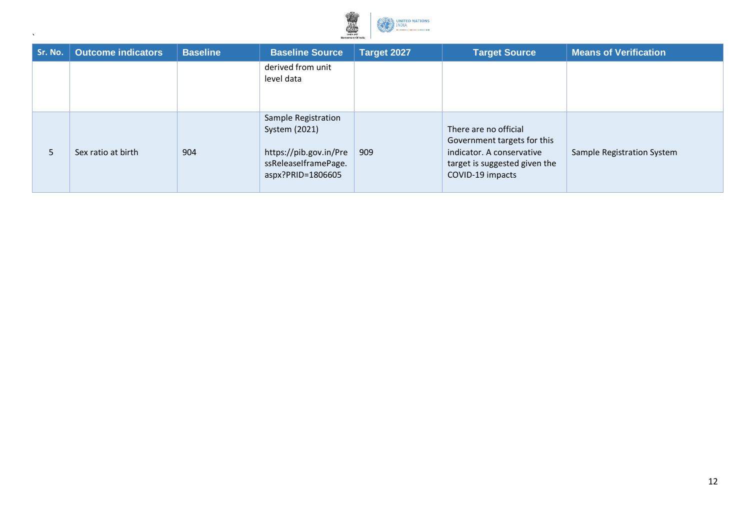| Sr. No. | Outcome indicators | Baseline | Baseline Source | Target 2027 | Target Source | Means of Verification |
|---|---|---|---|---|---|---|
| | | | derived from unit level data | | | |
| 5 | Sex ratio at birth | 904 | Sample Registration System (2021) https://pib.gov.in/PressReleaseIframePage.aspx?PRID=1806605 | 909 | There are no official Government targets for this indicator. A conservative target is suggested given the COVID-19 impacts | Sample Registration System |